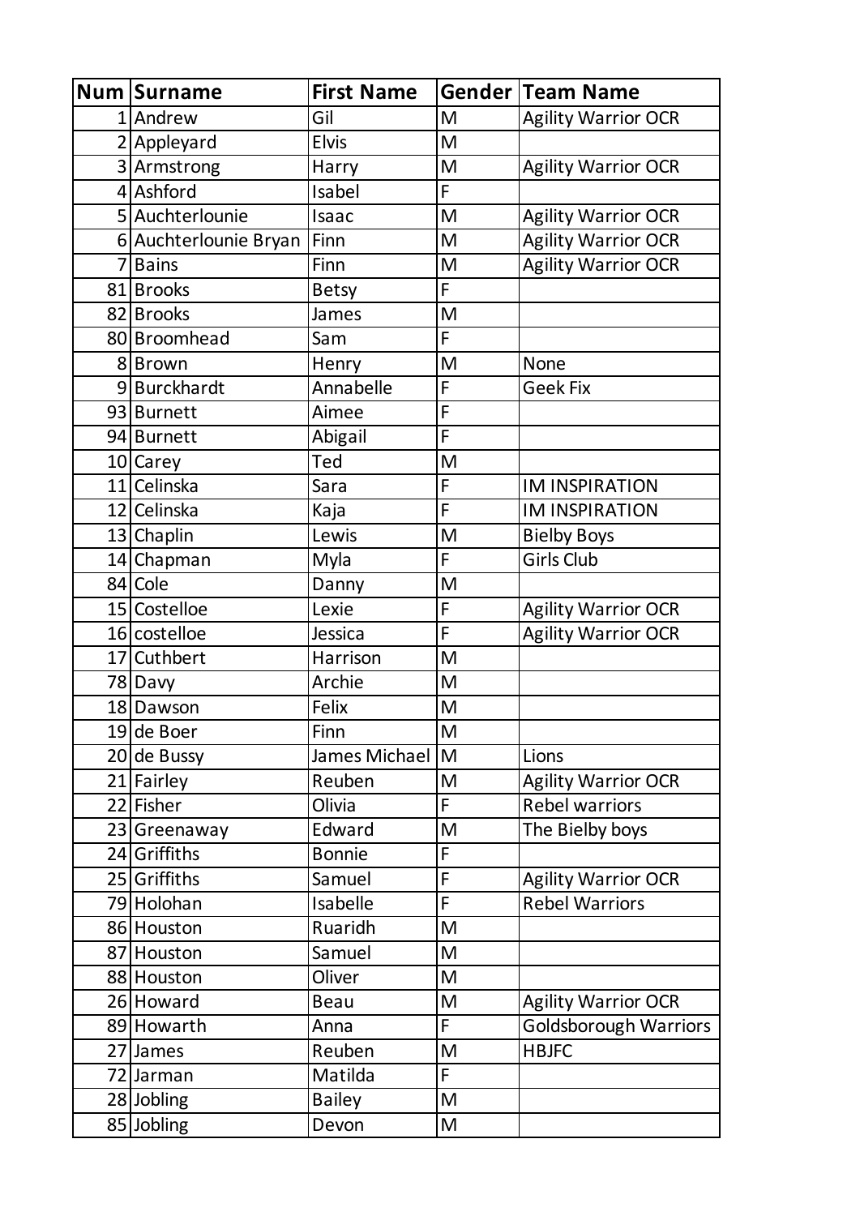| Num | Surname | First Name | Gender | Team Name |
| --- | --- | --- | --- | --- |
| 1 | Andrew | Gil | M | Agility Warrior OCR |
| 2 | Appleyard | Elvis | M | |
| 3 | Armstrong | Harry | M | Agility Warrior OCR |
| 4 | Ashford | Isabel | F | |
| 5 | Auchterlounie | Isaac | M | Agility Warrior OCR |
| 6 | Auchterlounie Bryan | Finn | M | Agility Warrior OCR |
| 7 | Bains | Finn | M | Agility Warrior OCR |
| 81 | Brooks | Betsy | F | |
| 82 | Brooks | James | M | |
| 80 | Broomhead | Sam | F | |
| 8 | Brown | Henry | M | None |
| 9 | Burckhardt | Annabelle | F | Geek Fix |
| 93 | Burnett | Aimee | F | |
| 94 | Burnett | Abigail | F | |
| 10 | Carey | Ted | M | |
| 11 | Celinska | Sara | F | IM INSPIRATION |
| 12 | Celinska | Kaja | F | IM INSPIRATION |
| 13 | Chaplin | Lewis | M | Bielby Boys |
| 14 | Chapman | Myla | F | Girls Club |
| 84 | Cole | Danny | M | |
| 15 | Costelloe | Lexie | F | Agility Warrior OCR |
| 16 | costelloe | Jessica | F | Agility Warrior OCR |
| 17 | Cuthbert | Harrison | M | |
| 78 | Davy | Archie | M | |
| 18 | Dawson | Felix | M | |
| 19 | de Boer | Finn | M | |
| 20 | de Bussy | James Michael | M | Lions |
| 21 | Fairley | Reuben | M | Agility Warrior OCR |
| 22 | Fisher | Olivia | F | Rebel warriors |
| 23 | Greenaway | Edward | M | The Bielby boys |
| 24 | Griffiths | Bonnie | F | |
| 25 | Griffiths | Samuel | F | Agility Warrior OCR |
| 79 | Holohan | Isabelle | F | Rebel Warriors |
| 86 | Houston | Ruaridh | M | |
| 87 | Houston | Samuel | M | |
| 88 | Houston | Oliver | M | |
| 26 | Howard | Beau | M | Agility Warrior OCR |
| 89 | Howarth | Anna | F | Goldsborough Warriors |
| 27 | James | Reuben | M | HBJFC |
| 72 | Jarman | Matilda | F | |
| 28 | Jobling | Bailey | M | |
| 85 | Jobling | Devon | M | |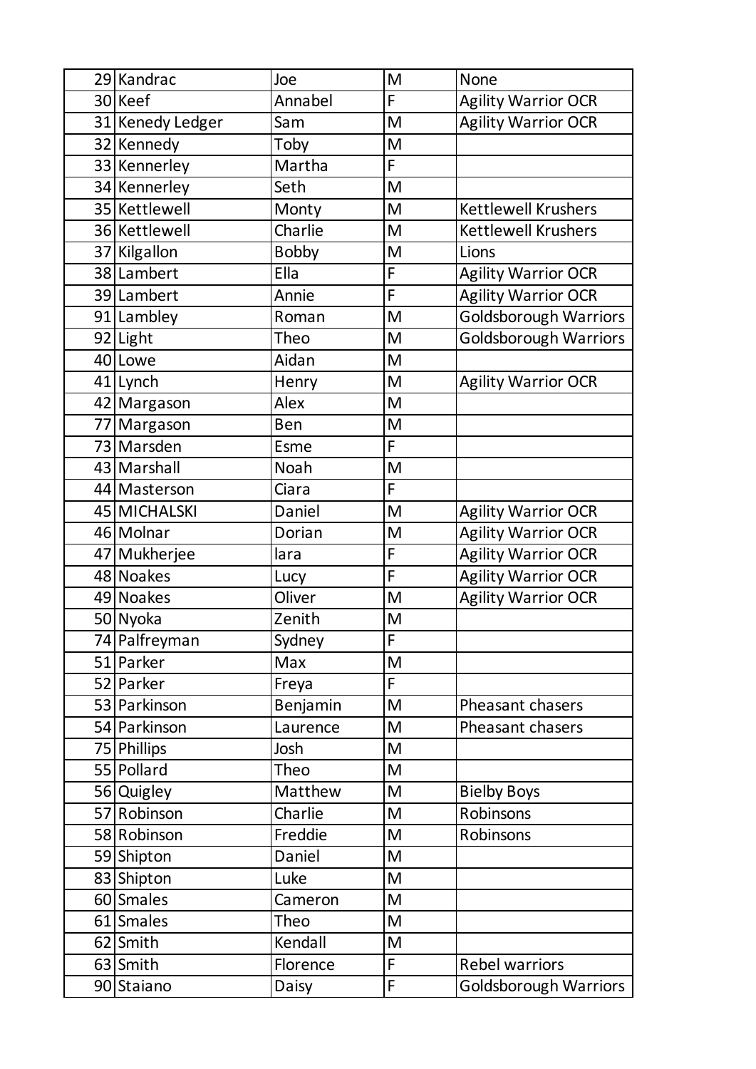| | | | | |
|---|---|---|---|---|
| 29 | Kandrac | Joe | M | None |
| 30 | Keef | Annabel | F | Agility Warrior OCR |
| 31 | Kenedy Ledger | Sam | M | Agility Warrior OCR |
| 32 | Kennedy | Toby | M | |
| 33 | Kennerley | Martha | F | |
| 34 | Kennerley | Seth | M | |
| 35 | Kettlewell | Monty | M | Kettlewell Krushers |
| 36 | Kettlewell | Charlie | M | Kettlewell Krushers |
| 37 | Kilgallon | Bobby | M | Lions |
| 38 | Lambert | Ella | F | Agility Warrior OCR |
| 39 | Lambert | Annie | F | Agility Warrior OCR |
| 91 | Lambley | Roman | M | Goldsborough Warriors |
| 92 | Light | Theo | M | Goldsborough Warriors |
| 40 | Lowe | Aidan | M | |
| 41 | Lynch | Henry | M | Agility Warrior OCR |
| 42 | Margason | Alex | M | |
| 77 | Margason | Ben | M | |
| 73 | Marsden | Esme | F | |
| 43 | Marshall | Noah | M | |
| 44 | Masterson | Ciara | F | |
| 45 | MICHALSKI | Daniel | M | Agility Warrior OCR |
| 46 | Molnar | Dorian | M | Agility Warrior OCR |
| 47 | Mukherjee | lara | F | Agility Warrior OCR |
| 48 | Noakes | Lucy | F | Agility Warrior OCR |
| 49 | Noakes | Oliver | M | Agility Warrior OCR |
| 50 | Nyoka | Zenith | M | |
| 74 | Palfreyman | Sydney | F | |
| 51 | Parker | Max | M | |
| 52 | Parker | Freya | F | |
| 53 | Parkinson | Benjamin | M | Pheasant chasers |
| 54 | Parkinson | Laurence | M | Pheasant chasers |
| 75 | Phillips | Josh | M | |
| 55 | Pollard | Theo | M | |
| 56 | Quigley | Matthew | M | Bielby Boys |
| 57 | Robinson | Charlie | M | Robinsons |
| 58 | Robinson | Freddie | M | Robinsons |
| 59 | Shipton | Daniel | M | |
| 83 | Shipton | Luke | M | |
| 60 | Smales | Cameron | M | |
| 61 | Smales | Theo | M | |
| 62 | Smith | Kendall | M | |
| 63 | Smith | Florence | F | Rebel warriors |
| 90 | Staiano | Daisy | F | Goldsborough Warriors |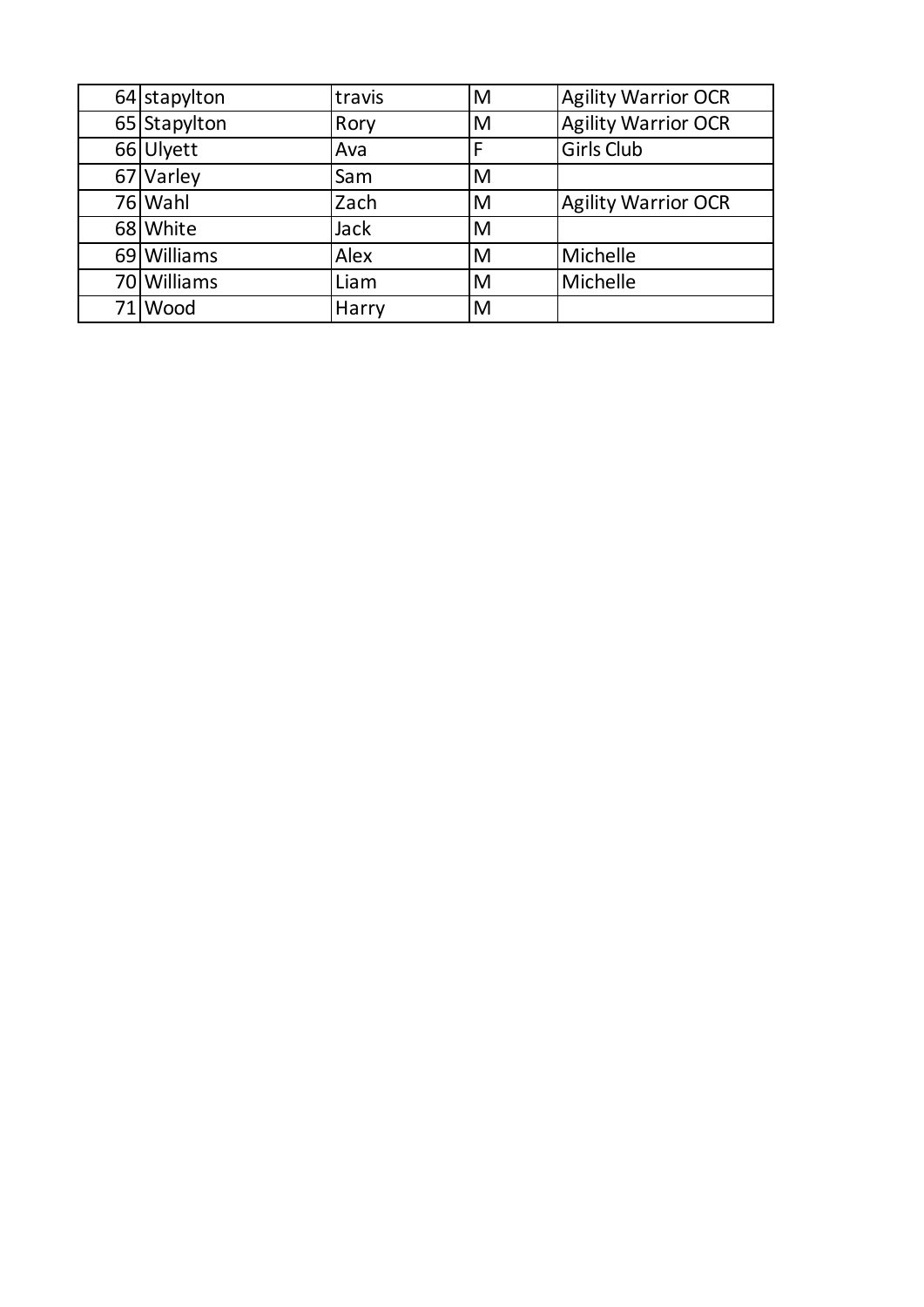| | | | | |
|---|---|---|---|---|
| 64 | stapylton | travis | M | Agility Warrior OCR |
| 65 | Stapylton | Rory | M | Agility Warrior OCR |
| 66 | Ulyett | Ava | F | Girls Club |
| 67 | Varley | Sam | M | |
| 76 | Wahl | Zach | M | Agility Warrior OCR |
| 68 | White | Jack | M | |
| 69 | Williams | Alex | M | Michelle |
| 70 | Williams | Liam | M | Michelle |
| 71 | Wood | Harry | M | |